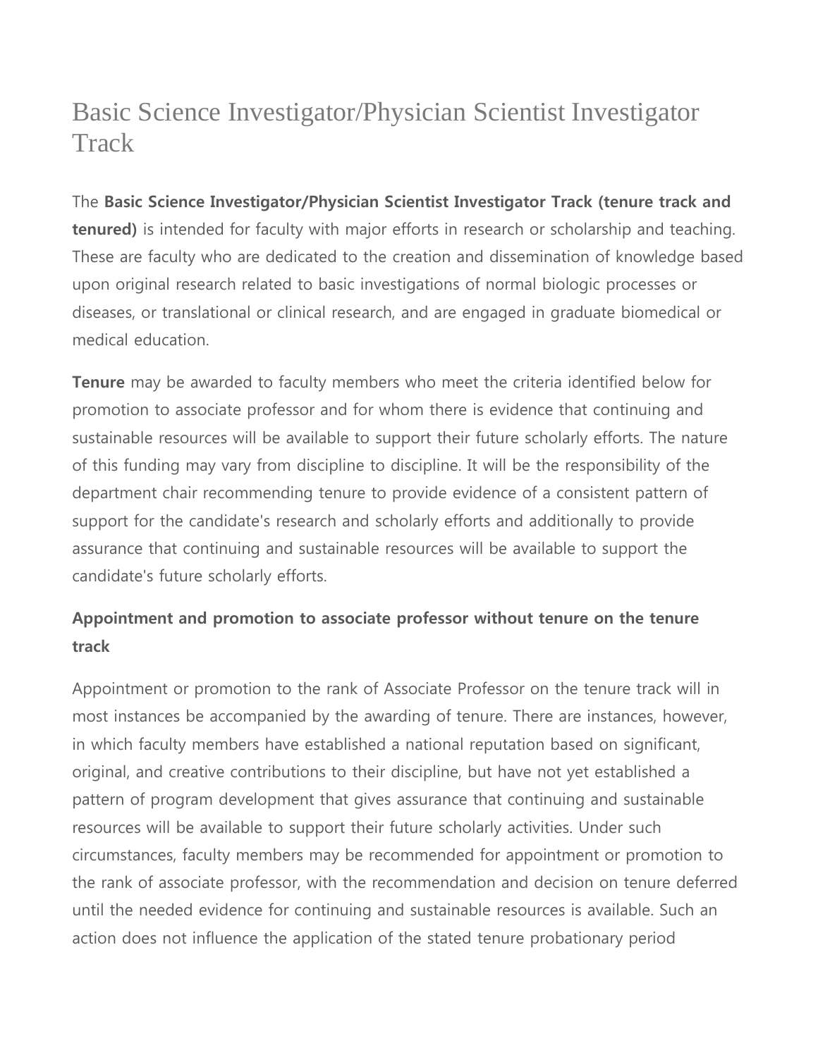# Basic Science Investigator/Physician Scientist Investigator Track

The **Basic Science Investigator/Physician Scientist Investigator Track (tenure track and tenured)** is intended for faculty with major efforts in research or scholarship and teaching. These are faculty who are dedicated to the creation and dissemination of knowledge based upon original research related to basic investigations of normal biologic processes or diseases, or translational or clinical research, and are engaged in graduate biomedical or medical education.

**Tenure** may be awarded to faculty members who meet the criteria identified below for promotion to associate professor and for whom there is evidence that continuing and sustainable resources will be available to support their future scholarly efforts. The nature of this funding may vary from discipline to discipline. It will be the responsibility of the department chair recommending tenure to provide evidence of a consistent pattern of support for the candidate's research and scholarly efforts and additionally to provide assurance that continuing and sustainable resources will be available to support the candidate's future scholarly efforts.

### Appointment and promotion to associate professor without tenure on the tenure track

Appointment or promotion to the rank of Associate Professor on the tenure track will in most instances be accompanied by the awarding of tenure. There are instances, however, in which faculty members have established a national reputation based on significant, original, and creative contributions to their discipline, but have not yet established a pattern of program development that gives assurance that continuing and sustainable resources will be available to support their future scholarly activities. Under such circumstances, faculty members may be recommended for appointment or promotion to the rank of associate professor, with the recommendation and decision on tenure deferred until the needed evidence for continuing and sustainable resources is available. Such an action does not influence the application of the stated tenure probationary period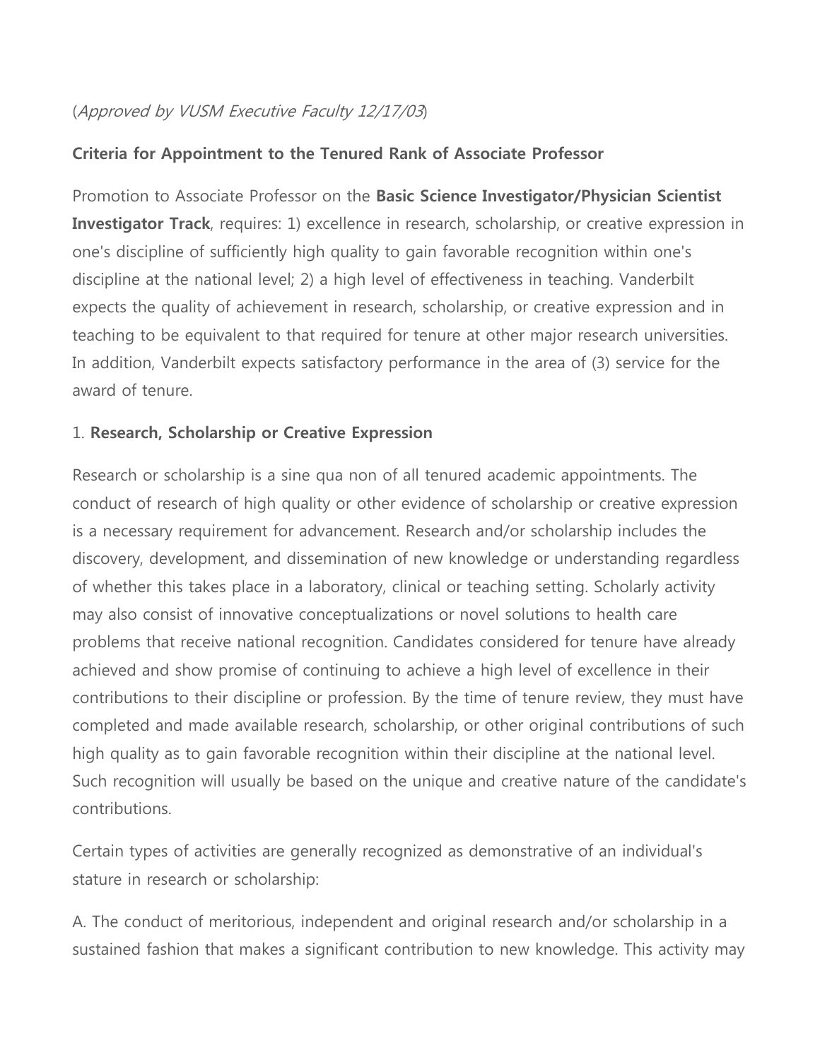(*Approved by VUSM Executive Faculty 12/17/03*)

**Criteria for Appointment to the Tenured Rank of Associate Professor**

Promotion to Associate Professor on the **Basic Science Investigator/Physician Scientist Investigator Track**, requires: 1) excellence in research, scholarship, or creative expression in one's discipline of sufficiently high quality to gain favorable recognition within one's discipline at the national level; 2) a high level of effectiveness in teaching. Vanderbilt expects the quality of achievement in research, scholarship, or creative expression and in teaching to be equivalent to that required for tenure at other major research universities. In addition, Vanderbilt expects satisfactory performance in the area of (3) service for the award of tenure.

1. **Research, Scholarship or Creative Expression**

Research or scholarship is a sine qua non of all tenured academic appointments. The conduct of research of high quality or other evidence of scholarship or creative expression is a necessary requirement for advancement. Research and/or scholarship includes the discovery, development, and dissemination of new knowledge or understanding regardless of whether this takes place in a laboratory, clinical or teaching setting. Scholarly activity may also consist of innovative conceptualizations or novel solutions to health care problems that receive national recognition. Candidates considered for tenure have already achieved and show promise of continuing to achieve a high level of excellence in their contributions to their discipline or profession. By the time of tenure review, they must have completed and made available research, scholarship, or other original contributions of such high quality as to gain favorable recognition within their discipline at the national level. Such recognition will usually be based on the unique and creative nature of the candidate's contributions.

Certain types of activities are generally recognized as demonstrative of an individual's stature in research or scholarship:

A. The conduct of meritorious, independent and original research and/or scholarship in a sustained fashion that makes a significant contribution to new knowledge. This activity may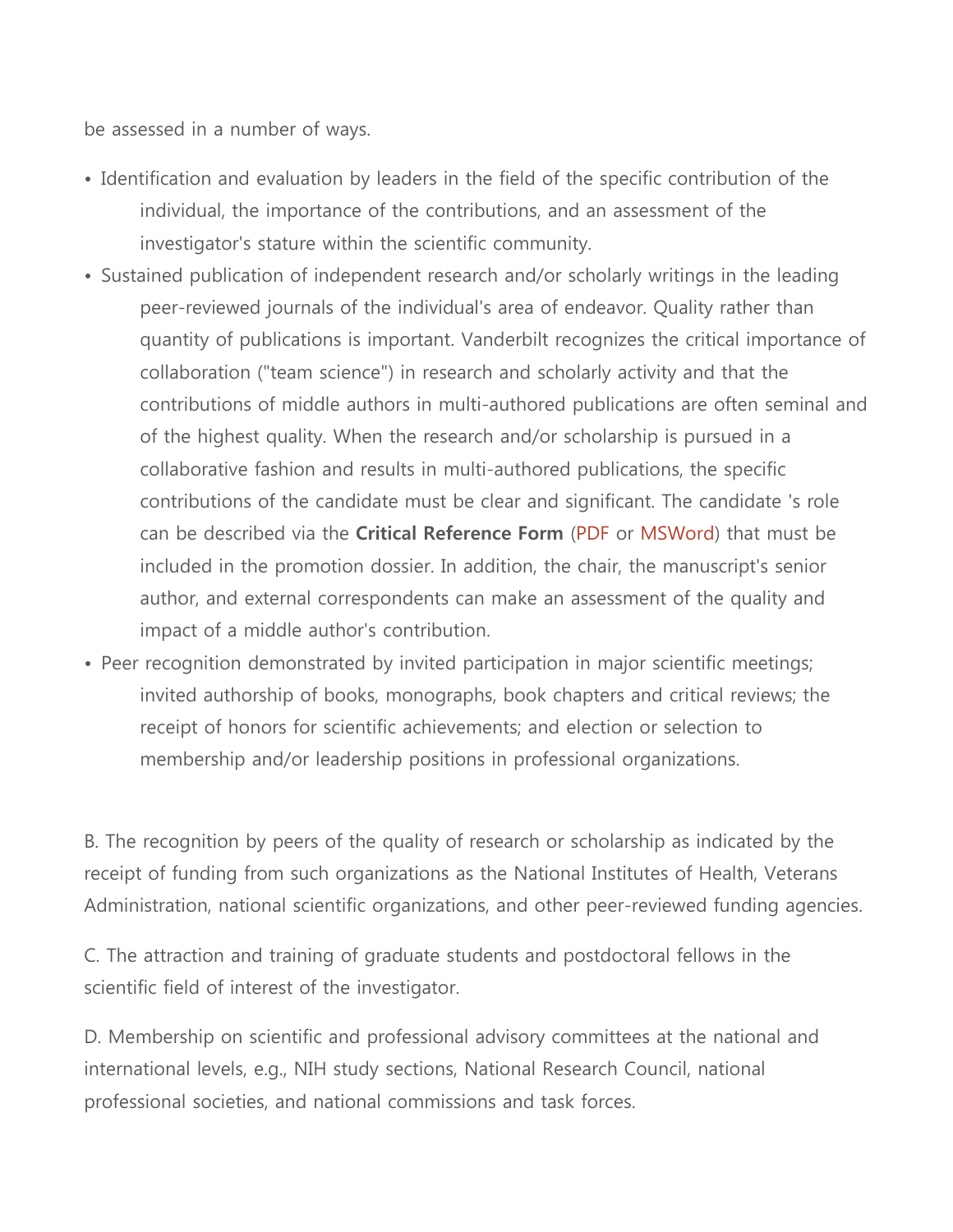be assessed in a number of ways.

- Identification and evaluation by leaders in the field of the specific contribution of the individual, the importance of the contributions, and an assessment of the investigator's stature within the scientific community.
- Sustained publication of independent research and/or scholarly writings in the leading peer-reviewed journals of the individual's area of endeavor. Quality rather than quantity of publications is important. Vanderbilt recognizes the critical importance of collaboration ("team science") in research and scholarly activity and that the contributions of middle authors in multi-authored publications are often seminal and of the highest quality. When the research and/or scholarship is pursued in a collaborative fashion and results in multi-authored publications, the specific contributions of the candidate must be clear and significant. The candidate 's role can be described via the **Critical Reference Form** (PDF or MSWord) that must be included in the promotion dossier. In addition, the chair, the manuscript's senior author, and external correspondents can make an assessment of the quality and impact of a middle author's contribution.
- Peer recognition demonstrated by invited participation in major scientific meetings; invited authorship of books, monographs, book chapters and critical reviews; the receipt of honors for scientific achievements; and election or selection to membership and/or leadership positions in professional organizations.

B. The recognition by peers of the quality of research or scholarship as indicated by the receipt of funding from such organizations as the National Institutes of Health, Veterans Administration, national scientific organizations, and other peer-reviewed funding agencies.

C. The attraction and training of graduate students and postdoctoral fellows in the scientific field of interest of the investigator.

D. Membership on scientific and professional advisory committees at the national and international levels, e.g., NIH study sections, National Research Council, national professional societies, and national commissions and task forces.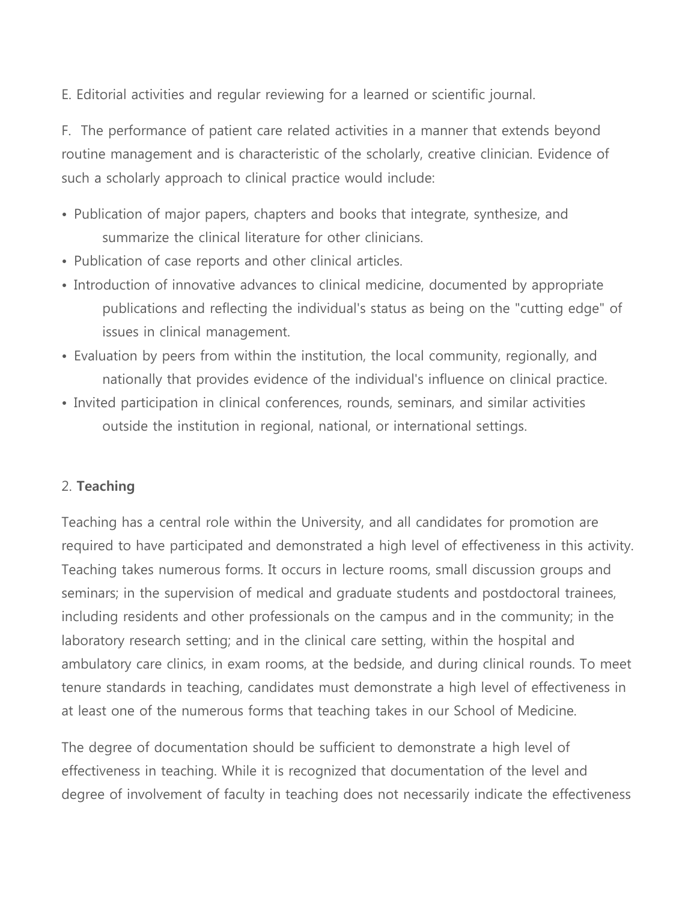E. Editorial activities and regular reviewing for a learned or scientific journal.

F. The performance of patient care related activities in a manner that extends beyond routine management and is characteristic of the scholarly, creative clinician. Evidence of such a scholarly approach to clinical practice would include:

- Publication of major papers, chapters and books that integrate, synthesize, and summarize the clinical literature for other clinicians.
- Publication of case reports and other clinical articles.
- Introduction of innovative advances to clinical medicine, documented by appropriate publications and reflecting the individual's status as being on the "cutting edge" of issues in clinical management.
- Evaluation by peers from within the institution, the local community, regionally, and nationally that provides evidence of the individual's influence on clinical practice.
- Invited participation in clinical conferences, rounds, seminars, and similar activities outside the institution in regional, national, or international settings.

2. **Teaching**

Teaching has a central role within the University, and all candidates for promotion are required to have participated and demonstrated a high level of effectiveness in this activity. Teaching takes numerous forms. It occurs in lecture rooms, small discussion groups and seminars; in the supervision of medical and graduate students and postdoctoral trainees, including residents and other professionals on the campus and in the community; in the laboratory research setting; and in the clinical care setting, within the hospital and ambulatory care clinics, in exam rooms, at the bedside, and during clinical rounds. To meet tenure standards in teaching, candidates must demonstrate a high level of effectiveness in at least one of the numerous forms that teaching takes in our School of Medicine.

The degree of documentation should be sufficient to demonstrate a high level of effectiveness in teaching. While it is recognized that documentation of the level and degree of involvement of faculty in teaching does not necessarily indicate the effectiveness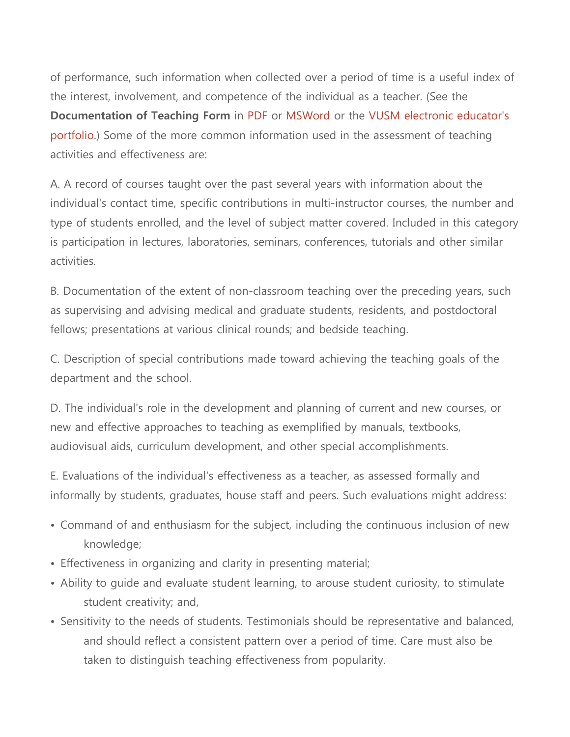of performance, such information when collected over a period of time is a useful index of the interest, involvement, and competence of the individual as a teacher. (See the **Documentation of Teaching Form** in PDF or MSWord or the VUSM electronic educator's portfolio.) Some of the more common information used in the assessment of teaching activities and effectiveness are:

A. A record of courses taught over the past several years with information about the individual's contact time, specific contributions in multi-instructor courses, the number and type of students enrolled, and the level of subject matter covered. Included in this category is participation in lectures, laboratories, seminars, conferences, tutorials and other similar activities.

B. Documentation of the extent of non-classroom teaching over the preceding years, such as supervising and advising medical and graduate students, residents, and postdoctoral fellows; presentations at various clinical rounds; and bedside teaching.

C. Description of special contributions made toward achieving the teaching goals of the department and the school.

D. The individual's role in the development and planning of current and new courses, or new and effective approaches to teaching as exemplified by manuals, textbooks, audiovisual aids, curriculum development, and other special accomplishments.

E. Evaluations of the individual's effectiveness as a teacher, as assessed formally and informally by students, graduates, house staff and peers. Such evaluations might address:

- Command of and enthusiasm for the subject, including the continuous inclusion of new knowledge;
- Effectiveness in organizing and clarity in presenting material;
- Ability to guide and evaluate student learning, to arouse student curiosity, to stimulate student creativity; and,
- Sensitivity to the needs of students. Testimonials should be representative and balanced, and should reflect a consistent pattern over a period of time. Care must also be taken to distinguish teaching effectiveness from popularity.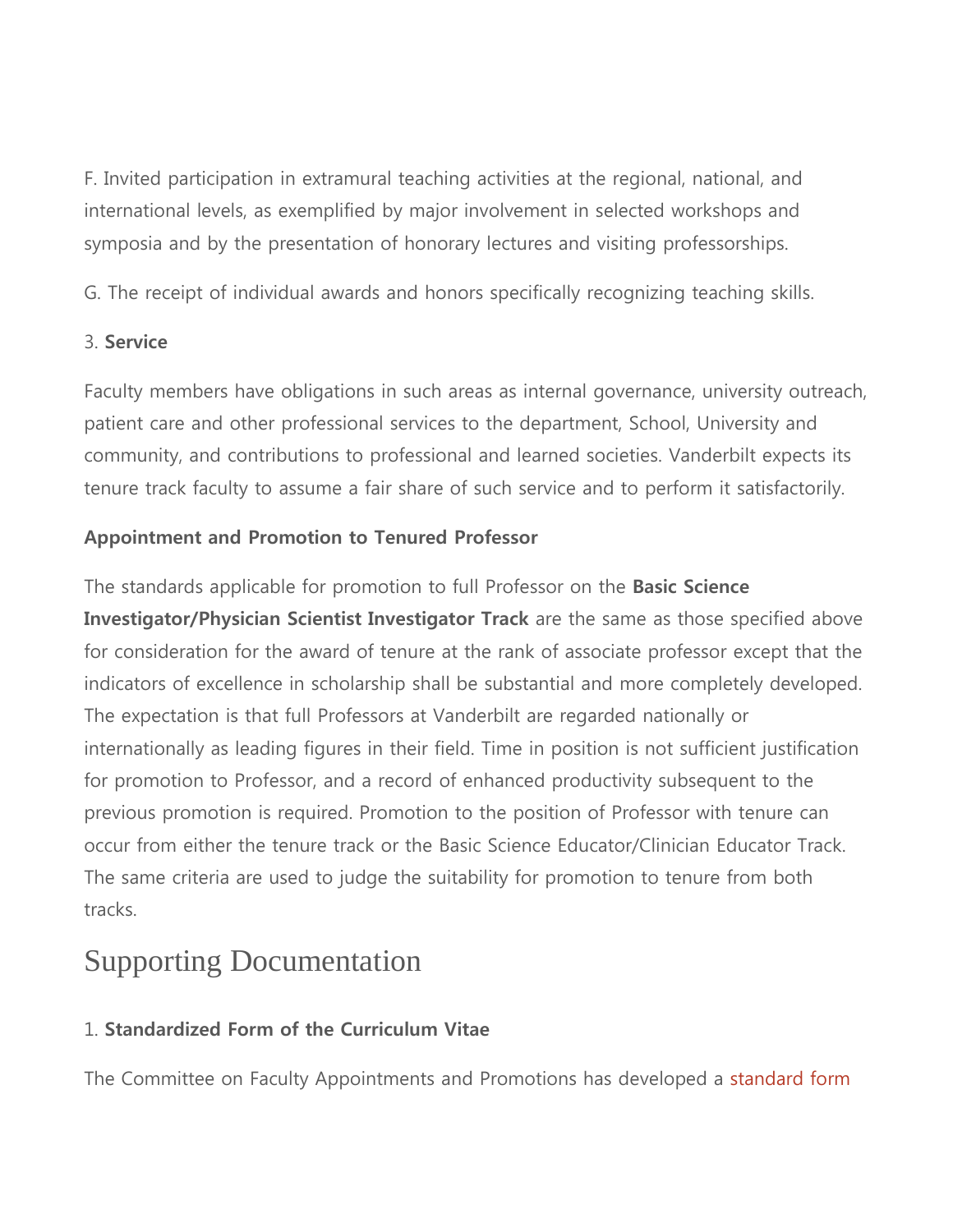F. Invited participation in extramural teaching activities at the regional, national, and international levels, as exemplified by major involvement in selected workshops and symposia and by the presentation of honorary lectures and visiting professorships.

G. The receipt of individual awards and honors specifically recognizing teaching skills.

3. **Service**

Faculty members have obligations in such areas as internal governance, university outreach, patient care and other professional services to the department, School, University and community, and contributions to professional and learned societies. Vanderbilt expects its tenure track faculty to assume a fair share of such service and to perform it satisfactorily.

**Appointment and Promotion to Tenured Professor**

The standards applicable for promotion to full Professor on the **Basic Science Investigator/Physician Scientist Investigator Track** are the same as those specified above for consideration for the award of tenure at the rank of associate professor except that the indicators of excellence in scholarship shall be substantial and more completely developed. The expectation is that full Professors at Vanderbilt are regarded nationally or internationally as leading figures in their field. Time in position is not sufficient justification for promotion to Professor, and a record of enhanced productivity subsequent to the previous promotion is required. Promotion to the position of Professor with tenure can occur from either the tenure track or the Basic Science Educator/Clinician Educator Track. The same criteria are used to judge the suitability for promotion to tenure from both tracks.

# Supporting Documentation

1. **Standardized Form of the Curriculum Vitae**

The Committee on Faculty Appointments and Promotions has developed a standard form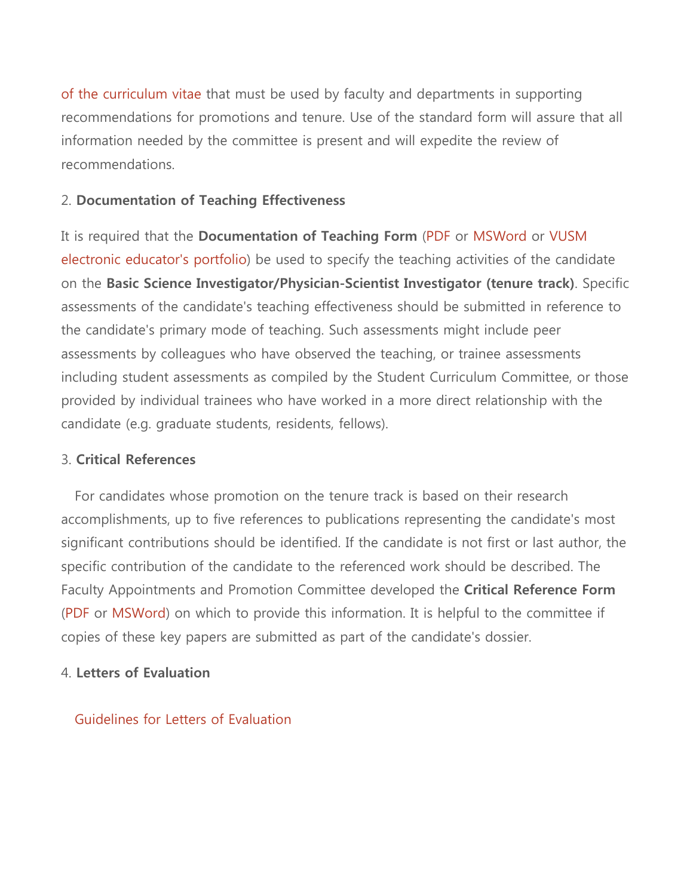of the curriculum vitae that must be used by faculty and departments in supporting recommendations for promotions and tenure. Use of the standard form will assure that all information needed by the committee is present and will expedite the review of recommendations.

2. **Documentation of Teaching Effectiveness**

It is required that the **Documentation of Teaching Form** (PDF or MSWord or VUSM electronic educator's portfolio) be used to specify the teaching activities of the candidate on the **Basic Science Investigator/Physician-Scientist Investigator (tenure track)**. Specific assessments of the candidate's teaching effectiveness should be submitted in reference to the candidate's primary mode of teaching. Such assessments might include peer assessments by colleagues who have observed the teaching, or trainee assessments including student assessments as compiled by the Student Curriculum Committee, or those provided by individual trainees who have worked in a more direct relationship with the candidate (e.g. graduate students, residents, fellows).

3. **Critical References**

For candidates whose promotion on the tenure track is based on their research accomplishments, up to five references to publications representing the candidate's most significant contributions should be identified. If the candidate is not first or last author, the specific contribution of the candidate to the referenced work should be described. The Faculty Appointments and Promotion Committee developed the **Critical Reference Form** (PDF or MSWord) on which to provide this information. It is helpful to the committee if copies of these key papers are submitted as part of the candidate's dossier.

4. **Letters of Evaluation**

Guidelines for Letters of Evaluation